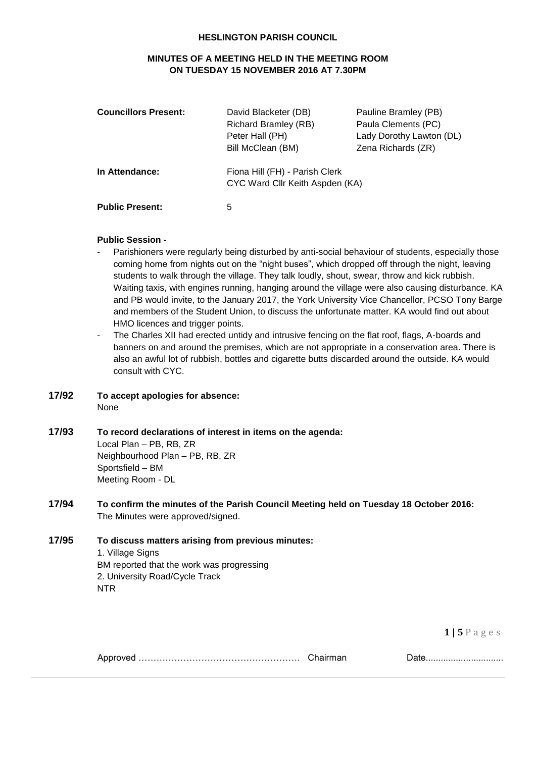# HESLINGTON PARISH COUNCIL

## MINUTES OF A MEETING HELD IN THE MEETING ROOM ON TUESDAY 15 NOVEMBER 2016 AT 7.30PM

| | | |
|---|---|---|
| **Councillors Present:** | David Blacketer (DB) | Pauline Bramley (PB) |
| | Richard Bramley (RB) | Paula Clements (PC) |
| | Peter Hall (PH) | Lady Dorothy Lawton (DL) |
| | Bill McClean (BM) | Zena Richards (ZR) |
| **In Attendance:** | Fiona Hill (FH) - Parish Clerk | |
| | CYC Ward Cllr Keith Aspden (KA) | |
| **Public Present:** | 5 | |

**Public Session -**

- Parishioners were regularly being disturbed by anti-social behaviour of students, especially those coming home from nights out on the "night buses", which dropped off through the night, leaving students to walk through the village. They talk loudly, shout, swear, throw and kick rubbish. Waiting taxis, with engines running, hanging around the village were also causing disturbance. KA and PB would invite, to the January 2017, the York University Vice Chancellor, PCSO Tony Barge and members of the Student Union, to discuss the unfortunate matter. KA would find out about HMO licences and trigger points.
- The Charles XII had erected untidy and intrusive fencing on the flat roof, flags, A-boards and banners on and around the premises, which are not appropriate in a conservation area. There is also an awful lot of rubbish, bottles and cigarette butts discarded around the outside. KA would consult with CYC.

**17/92 To accept apologies for absence:**

None

**17/93 To record declarations of interest in items on the agenda:**

Local Plan – PB, RB, ZR
Neighbourhood Plan – PB, RB, ZR
Sportsfield – BM
Meeting Room - DL

**17/94 To confirm the minutes of the Parish Council Meeting held on Tuesday 18 October 2016:**

The Minutes were approved/signed.

**17/95 To discuss matters arising from previous minutes:**

1. Village Signs
BM reported that the work was progressing
2. University Road/Cycle Track
NTR

Approved …………………………………………… Chairman Date...............................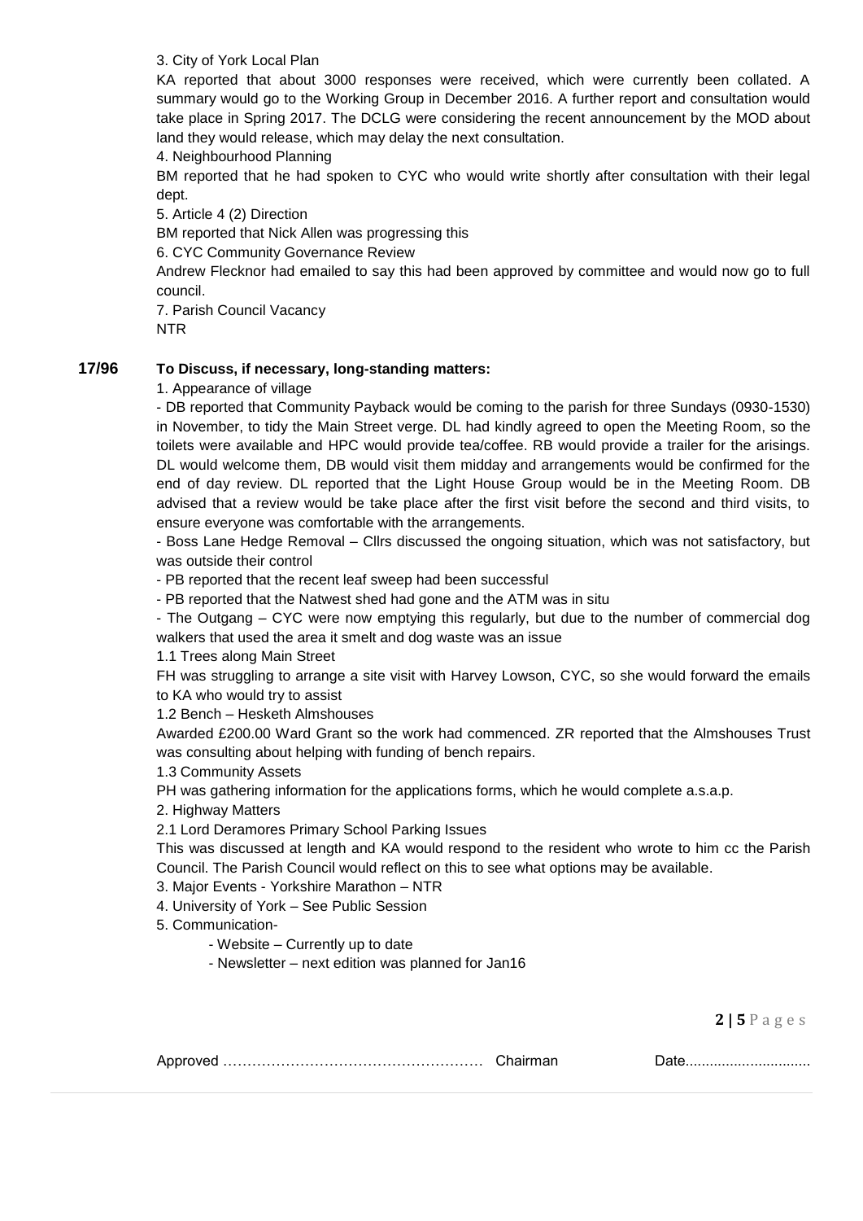3. City of York Local Plan

KA reported that about 3000 responses were received, which were currently been collated. A summary would go to the Working Group in December 2016. A further report and consultation would take place in Spring 2017. The DCLG were considering the recent announcement by the MOD about land they would release, which may delay the next consultation.

4. Neighbourhood Planning

BM reported that he had spoken to CYC who would write shortly after consultation with their legal dept.

5. Article 4 (2) Direction

BM reported that Nick Allen was progressing this

6. CYC Community Governance Review

Andrew Flecknor had emailed to say this had been approved by committee and would now go to full council.

7. Parish Council Vacancy

NTR

**17/96 To Discuss, if necessary, long-standing matters:**

1. Appearance of village

- DB reported that Community Payback would be coming to the parish for three Sundays (0930-1530) in November, to tidy the Main Street verge. DL had kindly agreed to open the Meeting Room, so the toilets were available and HPC would provide tea/coffee. RB would provide a trailer for the arisings. DL would welcome them, DB would visit them midday and arrangements would be confirmed for the end of day review. DL reported that the Light House Group would be in the Meeting Room. DB advised that a review would be take place after the first visit before the second and third visits, to ensure everyone was comfortable with the arrangements.
- Boss Lane Hedge Removal – Cllrs discussed the ongoing situation, which was not satisfactory, but was outside their control
- PB reported that the recent leaf sweep had been successful
- PB reported that the Natwest shed had gone and the ATM was in situ
- The Outgang – CYC were now emptying this regularly, but due to the number of commercial dog walkers that used the area it smelt and dog waste was an issue

1.1 Trees along Main Street

FH was struggling to arrange a site visit with Harvey Lowson, CYC, so she would forward the emails to KA who would try to assist

1.2 Bench – Hesketh Almshouses

Awarded £200.00 Ward Grant so the work had commenced. ZR reported that the Almshouses Trust was consulting about helping with funding of bench repairs.

1.3 Community Assets

PH was gathering information for the applications forms, which he would complete a.s.a.p.

2. Highway Matters

2.1 Lord Deramores Primary School Parking Issues

This was discussed at length and KA would respond to the resident who wrote to him cc the Parish Council. The Parish Council would reflect on this to see what options may be available.

3. Major Events - Yorkshire Marathon – NTR

4. University of York – See Public Session

5. Communication-

- Website – Currently up to date
- Newsletter – next edition was planned for Jan16

Approved …………………………………………… Chairman Date..............................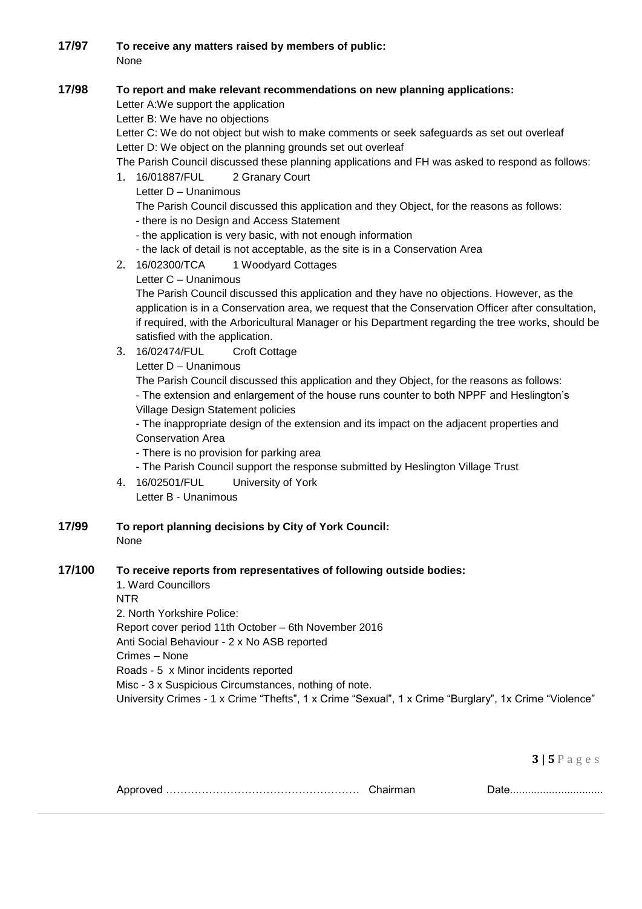**17/97 To receive any matters raised by members of public:**

None

**17/98 To report and make relevant recommendations on new planning applications:**

Letter A:We support the application

Letter B: We have no objections

Letter C: We do not object but wish to make comments or seek safeguards as set out overleaf

Letter D: We object on the planning grounds set out overleaf

The Parish Council discussed these planning applications and FH was asked to respond as follows:

1. 16/01887/FUL 2 Granary Court

   Letter D – Unanimous

   The Parish Council discussed this application and they Object, for the reasons as follows:

   - there is no Design and Access Statement
   - the application is very basic, with not enough information
   - the lack of detail is not acceptable, as the site is in a Conservation Area

2. 16/02300/TCA 1 Woodyard Cottages

   Letter C – Unanimous

   The Parish Council discussed this application and they have no objections. However, as the application is in a Conservation area, we request that the Conservation Officer after consultation, if required, with the Arboricultural Manager or his Department regarding the tree works, should be satisfied with the application.

3. 16/02474/FUL Croft Cottage

   Letter D – Unanimous

   The Parish Council discussed this application and they Object, for the reasons as follows:

   - The extension and enlargement of the house runs counter to both NPPF and Heslington's Village Design Statement policies
   - The inappropriate design of the extension and its impact on the adjacent properties and Conservation Area
   - There is no provision for parking area
   - The Parish Council support the response submitted by Heslington Village Trust

4. 16/02501/FUL University of York

   Letter B - Unanimous

**17/99 To report planning decisions by City of York Council:**

None

**17/100 To receive reports from representatives of following outside bodies:**

1. Ward Councillors

NTR

2. North Yorkshire Police:

Report cover period 11th October – 6th November 2016

Anti Social Behaviour - 2 x No ASB reported

Crimes – None

Roads - 5 x Minor incidents reported

Misc - 3 x Suspicious Circumstances, nothing of note.

University Crimes - 1 x Crime "Thefts", 1 x Crime "Sexual", 1 x Crime "Burglary", 1x Crime "Violence"

Approved …………………………………………… Chairman Date..............................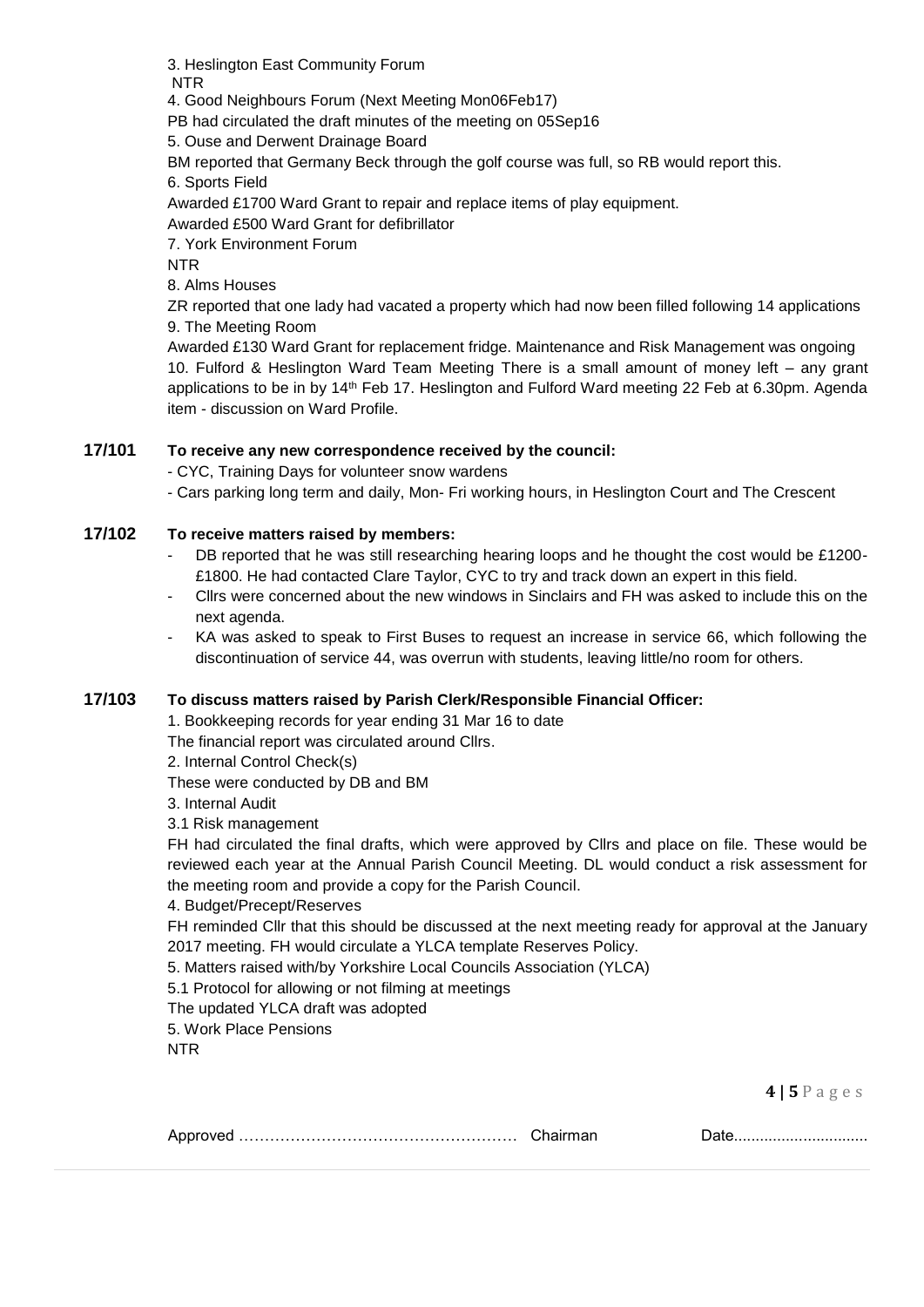3. Heslington East Community Forum

NTR

4. Good Neighbours Forum (Next Meeting Mon06Feb17)

PB had circulated the draft minutes of the meeting on 05Sep16

5. Ouse and Derwent Drainage Board

BM reported that Germany Beck through the golf course was full, so RB would report this.

6. Sports Field

Awarded £1700 Ward Grant to repair and replace items of play equipment.

Awarded £500 Ward Grant for defibrillator

7. York Environment Forum

NTR

8. Alms Houses

ZR reported that one lady had vacated a property which had now been filled following 14 applications

9. The Meeting Room

Awarded £130 Ward Grant for replacement fridge. Maintenance and Risk Management was ongoing

10. Fulford & Heslington Ward Team Meeting There is a small amount of money left – any grant applications to be in by 14th Feb 17. Heslington and Fulford Ward meeting 22 Feb at 6.30pm. Agenda item - discussion on Ward Profile.

**17/101 To receive any new correspondence received by the council:**

- CYC, Training Days for volunteer snow wardens
- Cars parking long term and daily, Mon- Fri working hours, in Heslington Court and The Crescent

**17/102 To receive matters raised by members:**

- DB reported that he was still researching hearing loops and he thought the cost would be £1200-£1800. He had contacted Clare Taylor, CYC to try and track down an expert in this field.
- Cllrs were concerned about the new windows in Sinclairs and FH was asked to include this on the next agenda.
- KA was asked to speak to First Buses to request an increase in service 66, which following the discontinuation of service 44, was overrun with students, leaving little/no room for others.

**17/103 To discuss matters raised by Parish Clerk/Responsible Financial Officer:**

1. Bookkeeping records for year ending 31 Mar 16 to date

The financial report was circulated around Cllrs.

2. Internal Control Check(s)

These were conducted by DB and BM

3. Internal Audit

3.1 Risk management

FH had circulated the final drafts, which were approved by Cllrs and place on file. These would be reviewed each year at the Annual Parish Council Meeting. DL would conduct a risk assessment for the meeting room and provide a copy for the Parish Council.

4. Budget/Precept/Reserves

FH reminded Cllr that this should be discussed at the next meeting ready for approval at the January 2017 meeting. FH would circulate a YLCA template Reserves Policy.

5. Matters raised with/by Yorkshire Local Councils Association (YLCA)

5.1 Protocol for allowing or not filming at meetings

The updated YLCA draft was adopted

5. Work Place Pensions

NTR

Approved ……………………………………………… Chairman Date...............................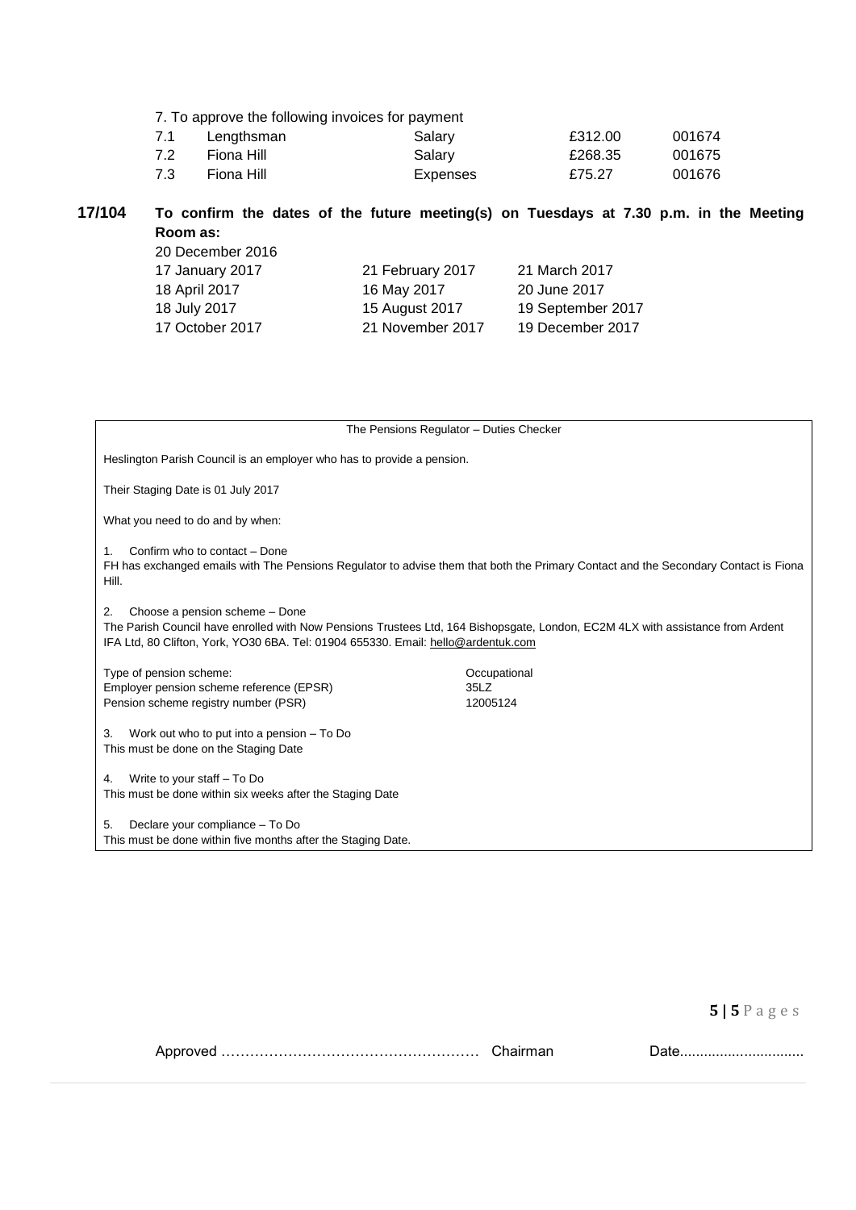7. To approve the following invoices for payment

| | | | | |
|---|---|---|---|---|
| 7.1 | Lengthsman | Salary | £312.00 | 001674 |
| 7.2 | Fiona Hill | Salary | £268.35 | 001675 |
| 7.3 | Fiona Hill | Expenses | £75.27 | 001676 |

**17/104 To confirm the dates of the future meeting(s) on Tuesdays at 7.30 p.m. in the Meeting Room as:**

| | | |
|---|---|---|
| 20 December 2016 | | |
| 17 January 2017 | 21 February 2017 | 21 March 2017 |
| 18 April 2017 | 16 May 2017 | 20 June 2017 |
| 18 July 2017 | 15 August 2017 | 19 September 2017 |
| 17 October 2017 | 21 November 2017 | 19 December 2017 |

The Pensions Regulator – Duties Checker

Heslington Parish Council is an employer who has to provide a pension.

Their Staging Date is 01 July 2017

What you need to do and by when:

1. Confirm who to contact – Done
FH has exchanged emails with The Pensions Regulator to advise them that both the Primary Contact and the Secondary Contact is Fiona Hill.

2. Choose a pension scheme – Done
The Parish Council have enrolled with Now Pensions Trustees Ltd, 164 Bishopsgate, London, EC2M 4LX with assistance from Ardent IFA Ltd, 80 Clifton, York, YO30 6BA. Tel: 01904 655330. Email: hello@ardentuk.com

| | |
|---|---|
| Type of pension scheme: | Occupational |
| Employer pension scheme reference (EPSR) | 35LZ |
| Pension scheme registry number (PSR) | 12005124 |

3. Work out who to put into a pension – To Do
This must be done on the Staging Date

4. Write to your staff – To Do
This must be done within six weeks after the Staging Date

5. Declare your compliance – To Do
This must be done within five months after the Staging Date.

Approved …………………………………………… Chairman Date..............................